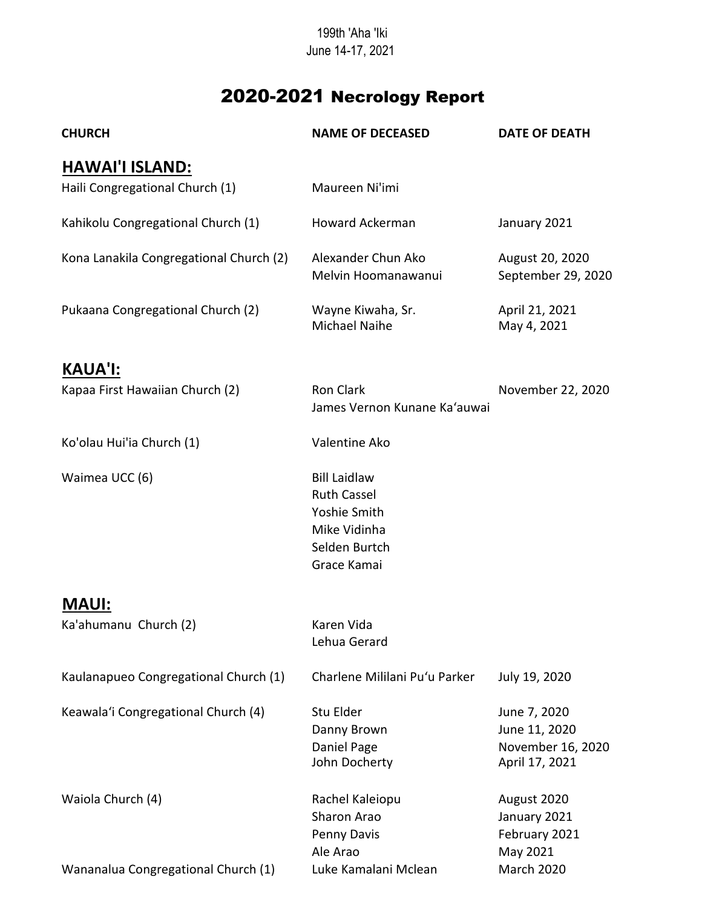199th 'Aha 'Iki
June 14-17, 2021

# 2020-2021 Necrology Report

| CHURCH | NAME OF DECEASED | DATE OF DEATH |
|---|---|---|
| **HAWAI'I ISLAND:** | | |
| Haili Congregational Church (1) | Maureen Ni'imi | |
| Kahikolu Congregational Church (1) | Howard Ackerman | January 2021 |
| Kona Lanakila Congregational Church (2) | Alexander Chun Ako | August 20, 2020 |
| | Melvin Hoomanawanui | September 29, 2020 |
| Pukaana Congregational Church (2) | Wayne Kiwaha, Sr. | April 21, 2021 |
| | Michael Naihe | May 4, 2021 |
| **KAUA'I:** | | |
| Kapaa First Hawaiian Church (2) | Ron Clark | November 22, 2020 |
| | James Vernon Kunane Ka‘auwai | |
| Ko'olau Hui'ia Church (1) | Valentine Ako | |
| Waimea UCC (6) | Bill Laidlaw | |
| | Ruth Cassel | |
| | Yoshie Smith | |
| | Mike Vidinha | |
| | Selden Burtch | |
| | Grace Kamai | |
| **MAUI:** | | |
| Ka'ahumanu Church (2) | Karen Vida | |
| | Lehua Gerard | |
| Kaulanapueo Congregational Church (1) | Charlene Mililani Pu‘u Parker | July 19, 2020 |
| Keawala‘i Congregational Church (4) | Stu Elder | June 7, 2020 |
| | Danny Brown | June 11, 2020 |
| | Daniel Page | November 16, 2020 |
| | John Docherty | April 17, 2021 |
| Waiola Church (4) | Rachel Kaleiopu | August 2020 |
| | Sharon Arao | January 2021 |
| | Penny Davis | February 2021 |
| | Ale Arao | May 2021 |
| Wananalua Congregational Church (1) | Luke Kamalani Mclean | March 2020 |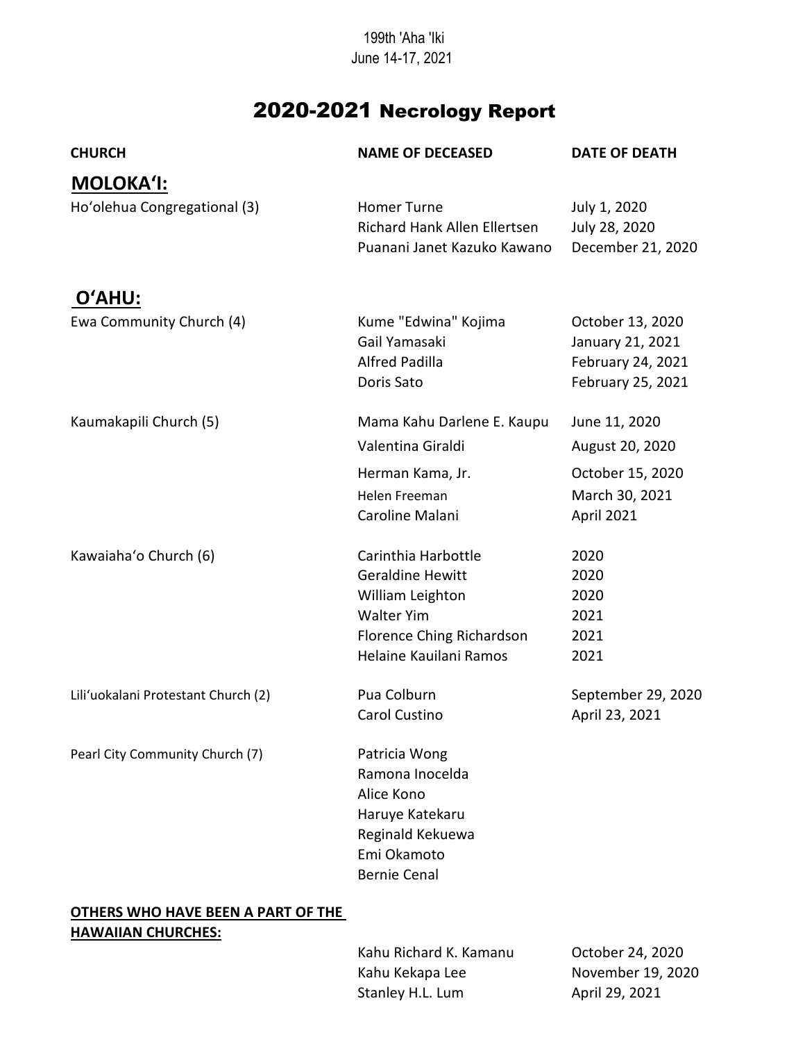199th 'Aha 'Iki
June 14-17, 2021

# 2020-2021 Necrology Report

| CHURCH | NAME OF DECEASED | DATE OF DEATH |
|---|---|---|
| **MOLOKAʻI:** | | |
| Hoʻolehua Congregational (3) | Homer Turne | July 1, 2020 |
| | Richard Hank Allen Ellertsen | July 28, 2020 |
| | Puanani Janet Kazuko Kawano | December 21, 2020 |
| **OʻAHU:** | | |
| Ewa Community Church (4) | Kume "Edwina" Kojima | October 13, 2020 |
| | Gail Yamasaki | January 21, 2021 |
| | Alfred Padilla | February 24, 2021 |
| | Doris Sato | February 25, 2021 |
| Kaumakapili Church (5) | Mama Kahu Darlene E. Kaupu | June 11, 2020 |
| | Valentina Giraldi | August 20, 2020 |
| | Herman Kama, Jr. | October 15, 2020 |
| | Helen Freeman | March 30, 2021 |
| | Caroline Malani | April 2021 |
| Kawaiahaʻo Church (6) | Carinthia Harbottle | 2020 |
| | Geraldine Hewitt | 2020 |
| | William Leighton | 2020 |
| | Walter Yim | 2021 |
| | Florence Ching Richardson | 2021 |
| | Helaine Kauilani Ramos | 2021 |
| Liliʻuokalani Protestant Church (2) | Pua Colburn | September 29, 2020 |
| | Carol Custino | April 23, 2021 |
| Pearl City Community Church (7) | Patricia Wong | |
| | Ramona Inocelda | |
| | Alice Kono | |
| | Haruye Katekaru | |
| | Reginald Kekuewa | |
| | Emi Okamoto | |
| | Bernie Cenal | |
| **OTHERS WHO HAVE BEEN A PART OF THE HAWAIIAN CHURCHES:** | | |
| | Kahu Richard K. Kamanu | October 24, 2020 |
| | Kahu Kekapa Lee | November 19, 2020 |
| | Stanley H.L. Lum | April 29, 2021 |